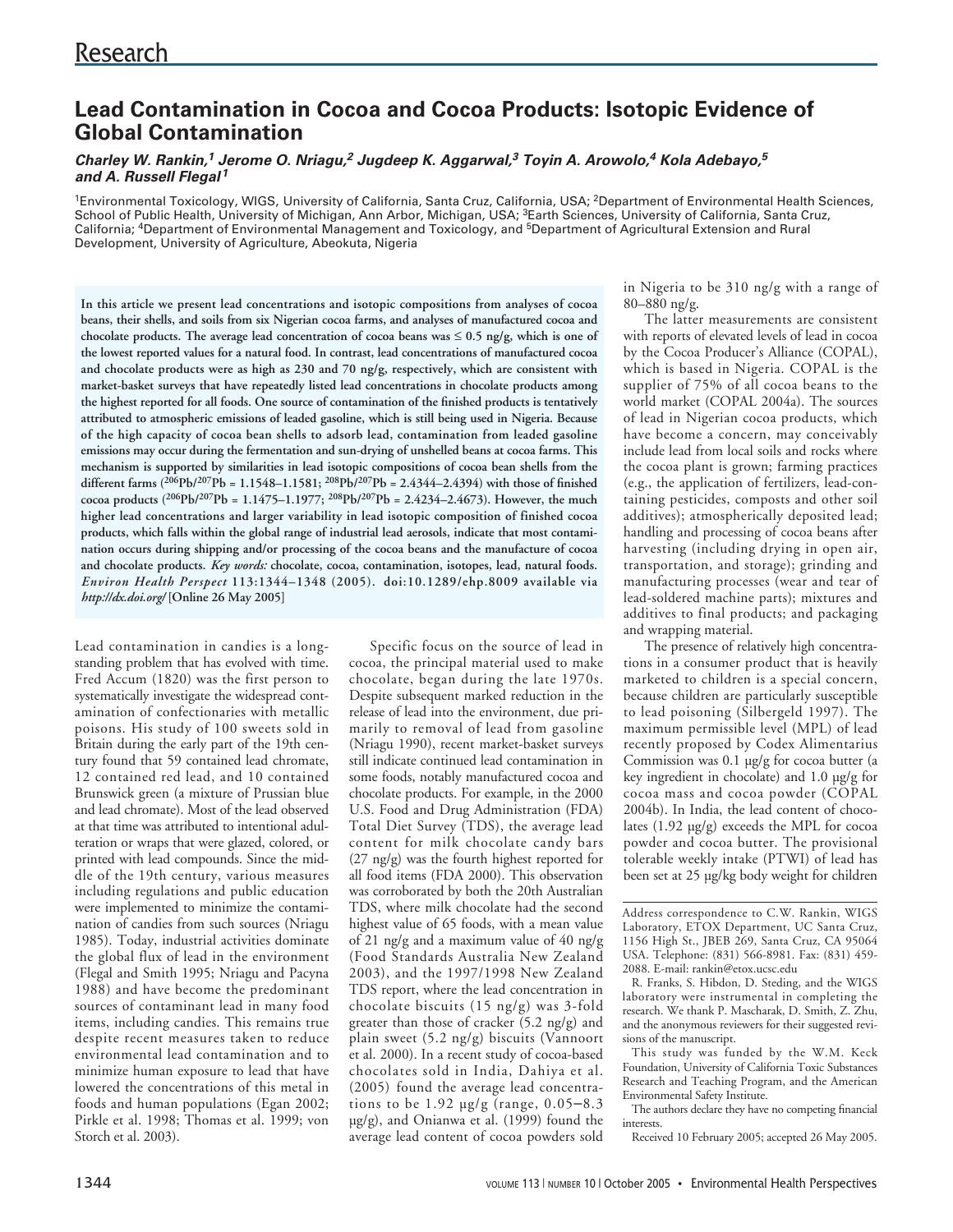# Research

## Lead Contamination in Cocoa and Cocoa Products: Isotopic Evidence of Global Contamination

***Charley W. Rankin,[1] Jerome O. Nriagu,[2] Jugdeep K. Aggarwal,[3] Toyin A. Arowolo,[4] Kola Adebayo,[5] and A. Russell Flegal[1]***

[1]Environmental Toxicology, WIGS, University of California, Santa Cruz, California, USA; [2]Department of Environmental Health Sciences, School of Public Health, University of Michigan, Ann Arbor, Michigan, USA; [3]Earth Sciences, University of California, Santa Cruz, California; [4]Department of Environmental Management and Toxicology, and [5]Department of Agricultural Extension and Rural Development, University of Agriculture, Abeokuta, Nigeria

**In this article we present lead concentrations and isotopic compositions from analyses of cocoa beans, their shells, and soils from six Nigerian cocoa farms, and analyses of manufactured cocoa and chocolate products. The average lead concentration of cocoa beans was ≤ 0.5 ng/g, which is one of the lowest reported values for a natural food. In contrast, lead concentrations of manufactured cocoa and chocolate products were as high as 230 and 70 ng/g, respectively, which are consistent with market-basket surveys that have repeatedly listed lead concentrations in chocolate products among the highest reported for all foods. One source of contamination of the finished products is tentatively attributed to atmospheric emissions of leaded gasoline, which is still being used in Nigeria. Because of the high capacity of cocoa bean shells to adsorb lead, contamination from leaded gasoline emissions may occur during the fermentation and sun-drying of unshelled beans at cocoa farms. This mechanism is supported by similarities in lead isotopic compositions of cocoa bean shells from the different farms ($^{206}Pb/^{207}Pb$ = 1.1548–1.1581; $^{208}Pb/^{207}Pb$ = 2.4344–2.4394) with those of finished cocoa products ($^{206}Pb/^{207}Pb$ = 1.1475–1.1977; $^{208}Pb/^{207}Pb$ = 2.4234–2.4673). However, the much higher lead concentrations and larger variability in lead isotopic composition of finished cocoa products, which falls within the global range of industrial lead aerosols, indicate that most contamination occurs during shipping and/or processing of the cocoa beans and the manufacture of cocoa and chocolate products. *Key words:* chocolate, cocoa, contamination, isotopes, lead, natural foods. *Environ Health Perspect* 113:1344–1348 (2005). doi:10.1289/ehp.8009 available via *http://dx.doi.org/* [Online 26 May 2005]**

Lead contamination in candies is a long-standing problem that has evolved with time. Fred Accum (1820) was the first person to systematically investigate the widespread contamination of confectionaries with metallic poisons. His study of 100 sweets sold in Britain during the early part of the 19th century found that 59 contained lead chromate, 12 contained red lead, and 10 contained Brunswick green (a mixture of Prussian blue and lead chromate). Most of the lead observed at that time was attributed to intentional adulteration or wraps that were glazed, colored, or printed with lead compounds. Since the middle of the 19th century, various measures including regulations and public education were implemented to minimize the contamination of candies from such sources (Nriagu 1985). Today, industrial activities dominate the global flux of lead in the environment (Flegal and Smith 1995; Nriagu and Pacyna 1988) and have become the predominant sources of contaminant lead in many food items, including candies. This remains true despite recent measures taken to reduce environmental lead contamination and to minimize human exposure to lead that have lowered the concentrations of this metal in foods and human populations (Egan 2002; Pirkle et al. 1998; Thomas et al. 1999; von Storch et al. 2003).

Specific focus on the source of lead in cocoa, the principal material used to make chocolate, began during the late 1970s. Despite subsequent marked reduction in the release of lead into the environment, due primarily to removal of lead from gasoline (Nriagu 1990), recent market-basket surveys still indicate continued lead contamination in some foods, notably manufactured cocoa and chocolate products. For example, in the 2000 U.S. Food and Drug Administration (FDA) Total Diet Survey (TDS), the average lead content for milk chocolate candy bars (27 ng/g) was the fourth highest reported for all food items (FDA 2000). This observation was corroborated by both the 20th Australian TDS, where milk chocolate had the second highest value of 65 foods, with a mean value of 21 ng/g and a maximum value of 40 ng/g (Food Standards Australia New Zealand 2003), and the 1997/1998 New Zealand TDS report, where the lead concentration in chocolate biscuits (15 ng/g) was 3-fold greater than those of cracker (5.2 ng/g) and plain sweet (5.2 ng/g) biscuits (Vannoort et al. 2000). In a recent study of cocoa-based chocolates sold in India, Dahiya et al. (2005) found the average lead concentrations to be 1.92 µg/g (range, 0.05–8.3 µg/g), and Onianwa et al. (1999) found the average lead content of cocoa powders sold in Nigeria to be 310 ng/g with a range of 80–880 ng/g.

The latter measurements are consistent with reports of elevated levels of lead in cocoa by the Cocoa Producer's Alliance (COPAL), which is based in Nigeria. COPAL is the supplier of 75% of all cocoa beans to the world market (COPAL 2004a). The sources of lead in Nigerian cocoa products, which have become a concern, may conceivably include lead from local soils and rocks where the cocoa plant is grown; farming practices (e.g., the application of fertilizers, lead-containing pesticides, composts and other soil additives); atmospherically deposited lead; handling and processing of cocoa beans after harvesting (including drying in open air, transportation, and storage); grinding and manufacturing processes (wear and tear of lead-soldered machine parts); mixtures and additives to final products; and packaging and wrapping material.

The presence of relatively high concentrations in a consumer product that is heavily marketed to children is a special concern, because children are particularly susceptible to lead poisoning (Silbergeld 1997). The maximum permissible level (MPL) of lead recently proposed by Codex Alimentarius Commission was 0.1 µg/g for cocoa butter (a key ingredient in chocolate) and 1.0 µg/g for cocoa mass and cocoa powder (COPAL 2004b). In India, the lead content of chocolates (1.92 µg/g) exceeds the MPL for cocoa powder and cocoa butter. The provisional tolerable weekly intake (PTWI) of lead has been set at 25 µg/kg body weight for children

---

Address correspondence to C.W. Rankin, WIGS Laboratory, ETOX Department, UC Santa Cruz, 1156 High St., JBEB 269, Santa Cruz, CA 95064 USA. Telephone: (831) 566-8981. Fax: (831) 459-2088. E-mail: rankin@etox.ucsc.edu

R. Franks, S. Hibdon, D. Steding, and the WIGS laboratory were instrumental in completing the research. We thank P. Mascharak, D. Smith, Z. Zhu, and the anonymous reviewers for their suggested revisions of the manuscript.

This study was funded by the W.M. Keck Foundation, University of California Toxic Substances Research and Teaching Program, and the American Environmental Safety Institute.

The authors declare they have no competing financial interests.

Received 10 February 2005; accepted 26 May 2005.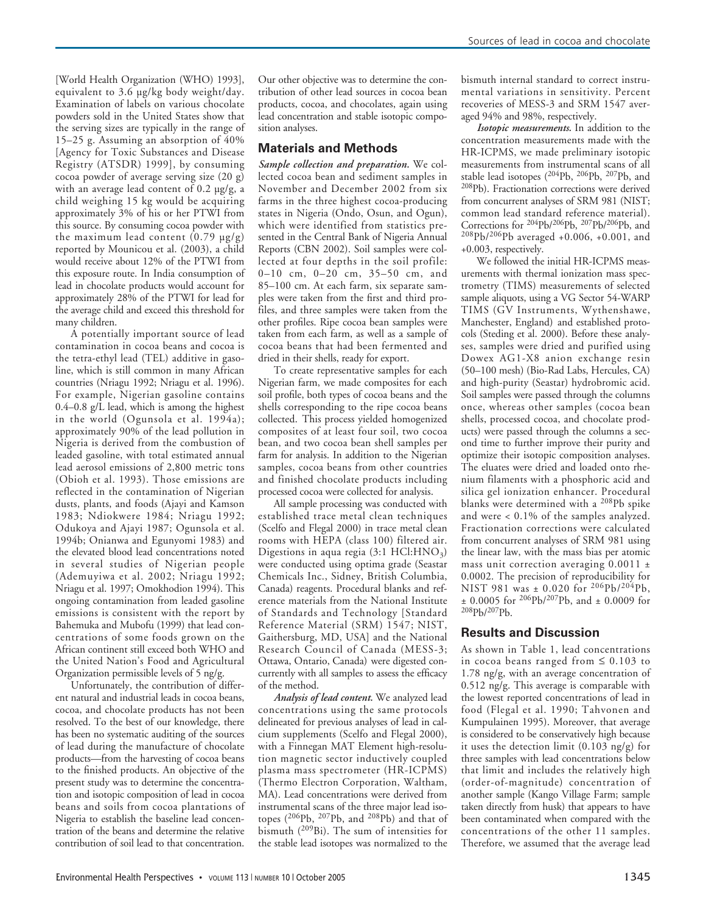[World Health Organization (WHO) 1993], equivalent to 3.6 µg/kg body weight/day. Examination of labels on various chocolate powders sold in the United States show that the serving sizes are typically in the range of 15–25 g. Assuming an absorption of 40% [Agency for Toxic Substances and Disease Registry (ATSDR) 1999], by consuming cocoa powder of average serving size (20 g) with an average lead content of 0.2 µg/g, a child weighing 15 kg would be acquiring approximately 3% of his or her PTWI from this source. By consuming cocoa powder with the maximum lead content (0.79 µg/g) reported by Mounicou et al. (2003), a child would receive about 12% of the PTWI from this exposure route. In India consumption of lead in chocolate products would account for approximately 28% of the PTWI for lead for the average child and exceed this threshold for many children.

A potentially important source of lead contamination in cocoa beans and cocoa is the tetra-ethyl lead (TEL) additive in gasoline, which is still common in many African countries (Nriagu 1992; Nriagu et al. 1996). For example, Nigerian gasoline contains 0.4–0.8 g/L lead, which is among the highest in the world (Ogunsola et al. 1994a); approximately 90% of the lead pollution in Nigeria is derived from the combustion of leaded gasoline, with total estimated annual lead aerosol emissions of 2,800 metric tons (Obioh et al. 1993). Those emissions are reflected in the contamination of Nigerian dusts, plants, and foods (Ajayi and Kamson 1983; Ndiokwere 1984; Nriagu 1992; Odukoya and Ajayi 1987; Ogunsola et al. 1994b; Onianwa and Egunyomi 1983) and the elevated blood lead concentrations noted in several studies of Nigerian people (Ademuyiwa et al. 2002; Nriagu 1992; Nriagu et al. 1997; Omokhodion 1994). This ongoing contamination from leaded gasoline emissions is consistent with the report by Bahemuka and Mubofu (1999) that lead concentrations of some foods grown on the African continent still exceed both WHO and the United Nation's Food and Agricultural Organization permissible levels of 5 ng/g.

Unfortunately, the contribution of different natural and industrial leads in cocoa beans, cocoa, and chocolate products has not been resolved. To the best of our knowledge, there has been no systematic auditing of the sources of lead during the manufacture of chocolate products—from the harvesting of cocoa beans to the finished products. An objective of the present study was to determine the concentration and isotopic composition of lead in cocoa beans and soils from cocoa plantations of Nigeria to establish the baseline lead concentration of the beans and determine the relative contribution of soil lead to that concentration. Our other objective was to determine the contribution of other lead sources in cocoa bean products, cocoa, and chocolates, again using lead concentration and stable isotopic composition analyses.

## Materials and Methods

***Sample collection and preparation.*** We collected cocoa bean and sediment samples in November and December 2002 from six farms in the three highest cocoa-producing states in Nigeria (Ondo, Osun, and Ogun), which were identified from statistics presented in the Central Bank of Nigeria Annual Reports (CBN 2002). Soil samples were collected at four depths in the soil profile: 0–10 cm, 0–20 cm, 35–50 cm, and 85–100 cm. At each farm, six separate samples were taken from the first and third profiles, and three samples were taken from the other profiles. Ripe cocoa bean samples were taken from each farm, as well as a sample of cocoa beans that had been fermented and dried in their shells, ready for export.

To create representative samples for each Nigerian farm, we made composites for each soil profile, both types of cocoa beans and the shells corresponding to the ripe cocoa beans collected. This process yielded homogenized composites of at least four soil, two cocoa bean, and two cocoa bean shell samples per farm for analysis. In addition to the Nigerian samples, cocoa beans from other countries and finished chocolate products including processed cocoa were collected for analysis.

All sample processing was conducted with established trace metal clean techniques (Scelfo and Flegal 2000) in trace metal clean rooms with HEPA (class 100) filtered air. Digestions in aqua regia (3:1 $HCl$:$HNO_3$) were conducted using optima grade (Seastar Chemicals Inc., Sidney, British Columbia, Canada) reagents. Procedural blanks and reference materials from the National Institute of Standards and Technology [Standard Reference Material (SRM) 1547; NIST, Gaithersburg, MD, USA] and the National Research Council of Canada (MESS-3; Ottawa, Ontario, Canada) were digested concurrently with all samples to assess the efficacy of the method.

***Analysis of lead content.*** We analyzed lead concentrations using the same protocols delineated for previous analyses of lead in calcium supplements (Scelfo and Flegal 2000), with a Finnegan MAT Element high-resolution magnetic sector inductively coupled plasma mass spectrometer (HR-ICPMS) (Thermo Electron Corporation, Waltham, MA). Lead concentrations were derived from instrumental scans of the three major lead isotopes ($^{206}$Pb, $^{207}$Pb, and $^{208}$Pb) and that of bismuth ($^{209}$Bi). The sum of intensities for the stable lead isotopes was normalized to the bismuth internal standard to correct instrumental variations in sensitivity. Percent recoveries of MESS-3 and SRM 1547 averaged 94% and 98%, respectively.

***Isotopic measurements.*** In addition to the concentration measurements made with the HR-ICPMS, we made preliminary isotopic measurements from instrumental scans of all stable lead isotopes ($^{204}$Pb, $^{206}$Pb, $^{207}$Pb, and $^{208}$Pb). Fractionation corrections were derived from concurrent analyses of SRM 981 (NIST; common lead standard reference material). Corrections for $^{204}$Pb/$^{206}$Pb, $^{207}$Pb/$^{206}$Pb, and $^{208}$Pb/$^{206}$Pb averaged +0.006, +0.001, and +0.003, respectively.

We followed the initial HR-ICPMS measurements with thermal ionization mass spectrometry (TIMS) measurements of selected sample aliquots, using a VG Sector 54-WARP TIMS (GV Instruments, Wythenshawe, Manchester, England) and established protocols (Steding et al. 2000). Before these analyses, samples were dried and purified using Dowex AG1-X8 anion exchange resin (50–100 mesh) (Bio-Rad Labs, Hercules, CA) and high-purity (Seastar) hydrobromic acid. Soil samples were passed through the columns once, whereas other samples (cocoa bean shells, processed cocoa, and chocolate products) were passed through the columns a second time to further improve their purity and optimize their isotopic composition analyses. The eluates were dried and loaded onto rhenium filaments with a phosphoric acid and silica gel ionization enhancer. Procedural blanks were determined with a $^{208}$Pb spike and were < 0.1% of the samples analyzed. Fractionation corrections were calculated from concurrent analyses of SRM 981 using the linear law, with the mass bias per atomic mass unit correction averaging 0.0011 ± 0.0002. The precision of reproducibility for NIST 981 was ± 0.020 for $^{206}$Pb/$^{204}$Pb, ± 0.0005 for $^{206}$Pb/$^{207}$Pb, and ± 0.0009 for $^{208}$Pb/$^{207}$Pb.

## Results and Discussion

As shown in Table 1, lead concentrations in cocoa beans ranged from ≤ 0.103 to 1.78 ng/g, with an average concentration of 0.512 ng/g. This average is comparable with the lowest reported concentrations of lead in food (Flegal et al. 1990; Tahvonen and Kumpulainen 1995). Moreover, that average is considered to be conservatively high because it uses the detection limit (0.103 ng/g) for three samples with lead concentrations below that limit and includes the relatively high (order-of-magnitude) concentration of another sample (Kango Village Farm; sample taken directly from husk) that appears to have been contaminated when compared with the concentrations of the other 11 samples. Therefore, we assumed that the average lead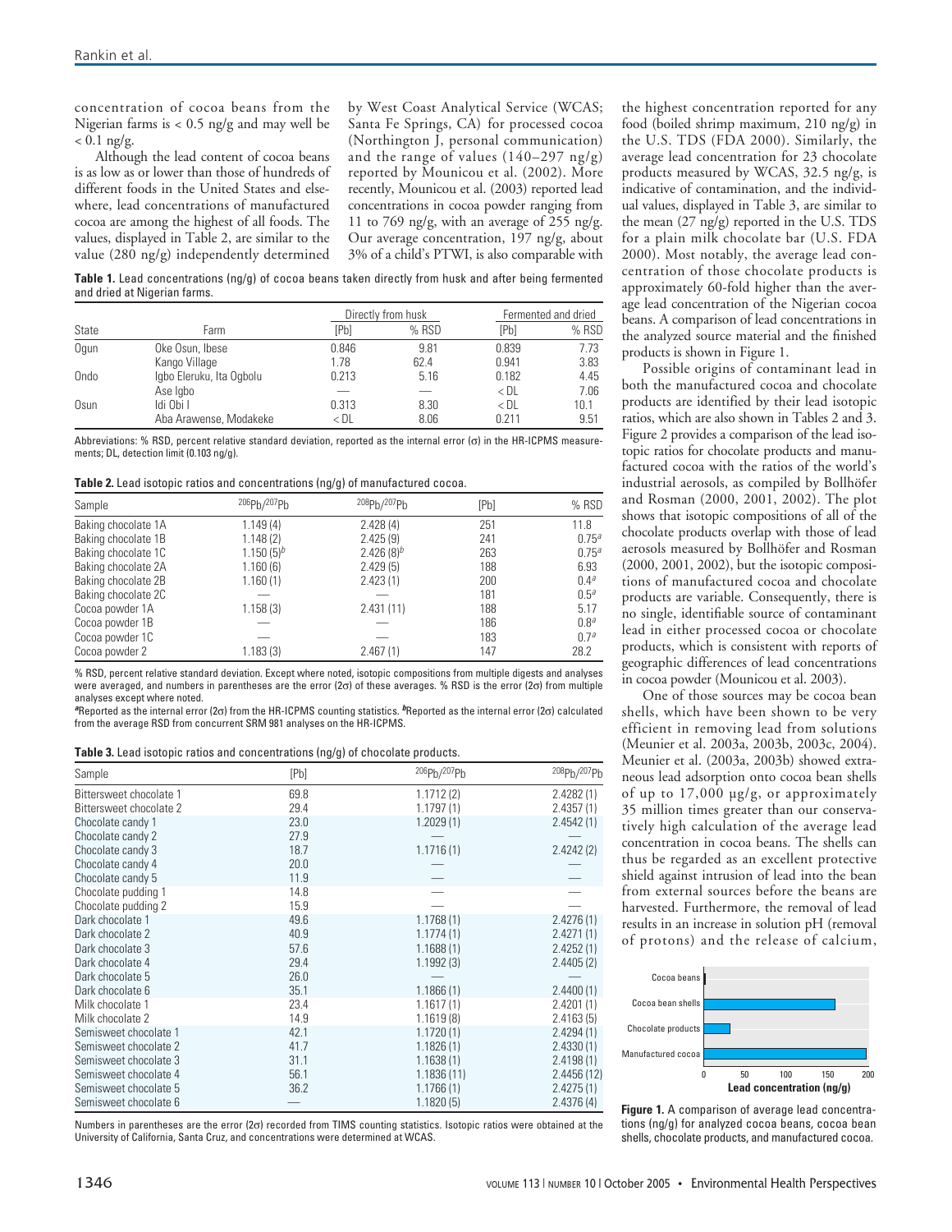concentration of cocoa beans from the Nigerian farms is < 0.5 ng/g and may well be < 0.1 ng/g.

Although the lead content of cocoa beans is as low as or lower than those of hundreds of different foods in the United States and elsewhere, lead concentrations of manufactured cocoa are among the highest of all foods. The values, displayed in Table 2, are similar to the value (280 ng/g) independently determined by West Coast Analytical Service (WCAS; Santa Fe Springs, CA) for processed cocoa (Northington J, personal communication) and the range of values (140–297 ng/g) reported by Mounicou et al. (2002). More recently, Mounicou et al. (2003) reported lead concentrations in cocoa powder ranging from 11 to 769 ng/g, with an average of 255 ng/g. Our average concentration, 197 ng/g, about 3% of a child's PTWI, is also comparable with the highest concentration reported for any food (boiled shrimp maximum, 210 ng/g) in the U.S. TDS (FDA 2000). Similarly, the average lead concentration for 23 chocolate products measured by WCAS, 32.5 ng/g, is indicative of contamination, and the individual values, displayed in Table 3, are similar to the mean (27 ng/g) reported in the U.S. TDS for a plain milk chocolate bar (U.S. FDA 2000). Most notably, the average lead concentration of those chocolate products is approximately 60-fold higher than the average lead concentration of the Nigerian cocoa beans. A comparison of lead concentrations in the analyzed source material and the finished products is shown in Figure 1.

Possible origins of contaminant lead in both the manufactured cocoa and chocolate products are identified by their lead isotopic ratios, which are also shown in Tables 2 and 3. Figure 2 provides a comparison of the lead isotopic ratios for chocolate products and manufactured cocoa with the ratios of the world's industrial aerosols, as compiled by Bollhöfer and Rosman (2000, 2001, 2002). The plot shows that isotopic compositions of all of the chocolate products overlap with those of lead aerosols measured by Bollhöfer and Rosman (2000, 2001, 2002), but the isotopic compositions of manufactured cocoa and chocolate products are variable. Consequently, there is no single, identifiable source of contaminant lead in either processed cocoa or chocolate products, which is consistent with reports of geographic differences of lead concentrations in cocoa powder (Mounicou et al. 2003).

One of those sources may be cocoa bean shells, which have been shown to be very efficient in removing lead from solutions (Meunier et al. 2003a, 2003b, 2003c, 2004). Meunier et al. (2003a, 2003b) showed extraneous lead adsorption onto cocoa bean shells of up to 17,000 μg/g, or approximately 35 million times greater than our conservatively high calculation of the average lead concentration in cocoa beans. The shells can thus be regarded as an excellent protective shield against intrusion of lead into the bean from external sources before the beans are harvested. Furthermore, the removal of lead results in an increase in solution pH (removal of protons) and the release of calcium,

**Table 1.** Lead concentrations (ng/g) of cocoa beans taken directly from husk and after being fermented and dried at Nigerian farms.

| State | Farm | Directly from husk | | Fermented and dried | |
|---|---|---|---|---|---|
| | | [Pb] | % RSD | [Pb] | % RSD |
| Ogun | Oke Osun, Ibese | 0.846 | 9.81 | 0.839 | 7.73 |
| | Kango Village | 1.78 | 62.4 | 0.941 | 3.83 |
| Ondo | Igbo Eleruku, Ita Ogbolu | 0.213 | 5.16 | 0.182 | 4.45 |
| | Ase Igbo | — | — | < DL | 7.06 |
| Osun | Idi Obi I | 0.313 | 8.30 | < DL | 10.1 |
| | Aba Arawense, Modakeke | < DL | 8.06 | 0.211 | 9.51 |

Abbreviations: % RSD, percent relative standard deviation, reported as the internal error (σ) in the HR-ICPMS measurements; DL, detection limit (0.103 ng/g).

**Table 2.** Lead isotopic ratios and concentrations (ng/g) of manufactured cocoa.

| Sample | $^{206}Pb/^{207}Pb$ | $^{208}Pb/^{207}Pb$ | [Pb] | % RSD |
|---|---|---|---|---|
| Baking chocolate 1A | 1.149 (4) | 2.428 (4) | 251 | 11.8 |
| Baking chocolate 1B | 1.148 (2) | 2.425 (9) | 241 | 0.75[a] |
| Baking chocolate 1C | 1.150 (5)[b] | 2.426 (8)[b] | 263 | 0.75[a] |
| Baking chocolate 2A | 1.160 (6) | 2.429 (5) | 188 | 6.93 |
| Baking chocolate 2B | 1.160 (1) | 2.423 (1) | 200 | 0.4[a] |
| Baking chocolate 2C | — | — | 181 | 0.5[a] |
| Cocoa powder 1A | 1.158 (3) | 2.431 (11) | 188 | 5.17 |
| Cocoa powder 1B | — | — | 186 | 0.8[a] |
| Cocoa powder 1C | — | — | 183 | 0.7[a] |
| Cocoa powder 2 | 1.183 (3) | 2.467 (1) | 147 | 28.2 |

% RSD, percent relative standard deviation. Except where noted, isotopic compositions from multiple digests and analyses were averaged, and numbers in parentheses are the error (2σ) of these averages. % RSD is the error (2σ) from multiple analyses except where noted.
[a]Reported as the internal error (2σ) from the HR-ICPMS counting statistics. [b]Reported as the internal error (2σ) calculated from the average RSD from concurrent SRM 981 analyses on the HR-ICPMS.

**Table 3.** Lead isotopic ratios and concentrations (ng/g) of chocolate products.

| Sample | [Pb] | $^{206}Pb/^{207}Pb$ | $^{208}Pb/^{207}Pb$ |
|---|---|---|---|
| Bittersweet chocolate 1 | 69.8 | 1.1712 (2) | 2.4282 (1) |
| Bittersweet chocolate 2 | 29.4 | 1.1797 (1) | 2.4357 (1) |
| Chocolate candy 1 | 23.0 | 1.2029 (1) | 2.4542 (1) |
| Chocolate candy 2 | 27.9 | — | — |
| Chocolate candy 3 | 18.7 | 1.1716 (1) | 2.4242 (2) |
| Chocolate candy 4 | 20.0 | — | — |
| Chocolate candy 5 | 11.9 | — | — |
| Chocolate pudding 1 | 14.8 | — | — |
| Chocolate pudding 2 | 15.9 | — | — |
| Dark chocolate 1 | 49.6 | 1.1768 (1) | 2.4276 (1) |
| Dark chocolate 2 | 40.9 | 1.1774 (1) | 2.4271 (1) |
| Dark chocolate 3 | 57.6 | 1.1688 (1) | 2.4252 (1) |
| Dark chocolate 4 | 29.4 | 1.1992 (3) | 2.4405 (2) |
| Dark chocolate 5 | 26.0 | — | — |
| Dark chocolate 6 | 35.1 | 1.1866 (1) | 2.4400 (1) |
| Milk chocolate 1 | 23.4 | 1.1617 (1) | 2.4201 (1) |
| Milk chocolate 2 | 14.9 | 1.1619 (8) | 2.4163 (5) |
| Semisweet chocolate 1 | 42.1 | 1.1720 (1) | 2.4294 (1) |
| Semisweet chocolate 2 | 41.7 | 1.1826 (1) | 2.4330 (1) |
| Semisweet chocolate 3 | 31.1 | 1.1638 (1) | 2.4198 (1) |
| Semisweet chocolate 4 | 56.1 | 1.1836 (11) | 2.4456 (12) |
| Semisweet chocolate 5 | 36.2 | 1.1766 (1) | 2.4275 (1) |
| Semisweet chocolate 6 | — | 1.1820 (5) | 2.4376 (4) |

Numbers in parentheses are the error (2σ) recorded from TIMS counting statistics. Isotopic ratios were obtained at the University of California, Santa Cruz, and concentrations were determined at WCAS.

**Figure 1.** A comparison of average lead concentrations (ng/g) for analyzed cocoa beans, cocoa bean shells, chocolate products, and manufactured cocoa.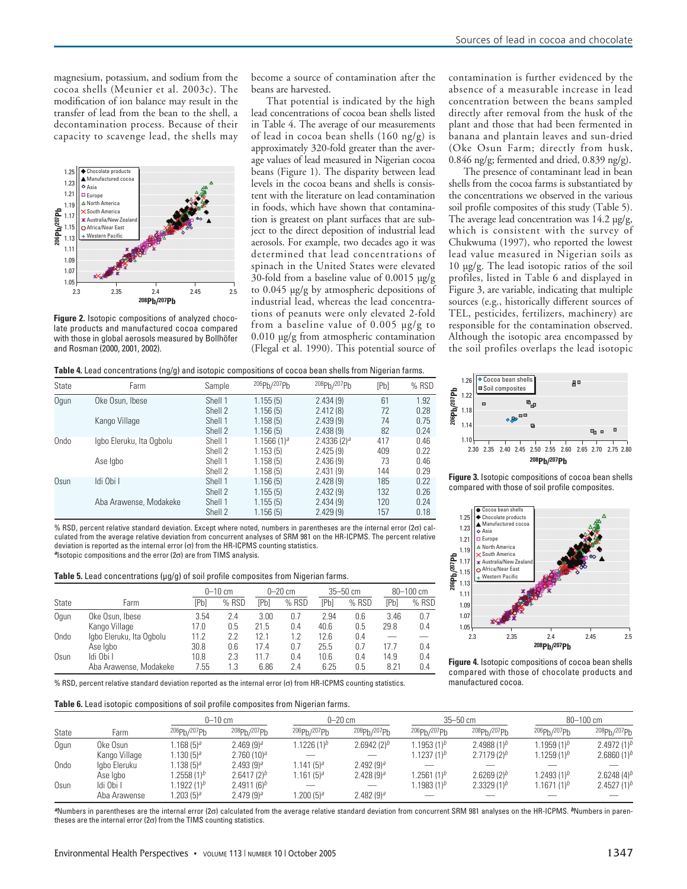magnesium, potassium, and sodium from the cocoa shells (Meunier et al. 2003c). The modification of ion balance may result in the transfer of lead from the bean to the shell, a decontamination process. Because of their capacity to scavenge lead, the shells may become a source of contamination after the beans are harvested.

That potential is indicated by the high lead concentrations of cocoa bean shells listed in Table 4. The average of our measurements of lead in cocoa bean shells (160 ng/g) is approximately 320-fold greater than the average values of lead measured in Nigerian cocoa beans (Figure 1). The disparity between lead levels in the cocoa beans and shells is consistent with the literature on lead contamination in foods, which have shown that contamination is greatest on plant surfaces that are subject to the direct deposition of industrial lead aerosols. For example, two decades ago it was determined that lead concentrations of spinach in the United States were elevated 30-fold from a baseline value of 0.0015 µg/g to 0.045 µg/g by atmospheric depositions of industrial lead, whereas the lead concentrations of peanuts were only elevated 2-fold from a baseline value of 0.005 µg/g to 0.010 µg/g from atmospheric contamination (Flegal et al. 1990). This potential source of contamination is further evidenced by the absence of a measurable increase in lead concentration between the beans sampled directly after removal from the husk of the plant and those that had been fermented in banana and plantain leaves and sun-dried (Oke Osun Farm; directly from husk, 0.846 ng/g; fermented and dried, 0.839 ng/g).

The presence of contaminant lead in bean shells from the cocoa farms is substantiated by the concentrations we observed in the various soil profile composites of this study (Table 5). The average lead concentration was 14.2 µg/g, which is consistent with the survey of Chukwuma (1997), who reported the lowest lead value measured in Nigerian soils as 10 µg/g. The lead isotopic ratios of the soil profiles, listed in Table 6 and displayed in Figure 3, are variable, indicating that multiple sources (e.g., historically different sources of TEL, pesticides, fertilizers, machinery) are responsible for the contamination observed. Although the isotopic area encompassed by the soil profiles overlaps the lead isotopic

**Figure 2.** Isotopic compositions of analyzed chocolate products and manufactured cocoa compared with those in global aerosols measured by Bollhöfer and Rosman (2000, 2001, 2002).

**Figure 3.** Isotopic compositions of cocoa bean shells compared with those of soil profile composites.

**Figure 4.** Isotopic compositions of cocoa bean shells compared with those of chocolate products and manufactured cocoa.

**Table 4.** Lead concentrations (ng/g) and isotopic compositions of cocoa bean shells from Nigerian farms.

| State | Farm | Sample | $^{206}Pb/^{207}Pb$ | $^{208}Pb/^{207}Pb$ | [Pb] | % RSD |
|---|---|---|---|---|---|---|
| Ogun | Oke Osun, Ibese | Shell 1 | 1.155 (5) | 2.434 (9) | 61 | 1.92 |
| | | Shell 2 | 1.156 (5) | 2.412 (8) | 72 | 0.28 |
| | Kango Village | Shell 1 | 1.158 (5) | 2.439 (9) | 74 | 0.75 |
| | | Shell 2 | 1.156 (5) | 2.438 (9) | 82 | 0.24 |
| Ondo | Igbo Eleruku, Ita Ogbolu | Shell 1 | 1.1566 (1)[a] | 2.4336 (2)[a] | 417 | 0.46 |
| | | Shell 2 | 1.153 (5) | 2.425 (9) | 409 | 0.22 |
| | Ase Igbo | Shell 1 | 1.158 (5) | 2.436 (9) | 73 | 0.46 |
| | | Shell 2 | 1.158 (5) | 2.431 (9) | 144 | 0.29 |
| Osun | Idi Obi I | Shell 1 | 1.156 (5) | 2.428 (9) | 185 | 0.22 |
| | | Shell 2 | 1.155 (5) | 2.432 (9) | 132 | 0.26 |
| | Aba Arawense, Modakeke | Shell 1 | 1.155 (5) | 2.434 (9) | 120 | 0.24 |
| | | Shell 2 | 1.156 (5) | 2.429 (9) | 157 | 0.18 |

% RSD, percent relative standard deviation. Except where noted, numbers in parentheses are the internal error (2σ) calculated from the average relative deviation from concurrent analyses of SRM 981 on the HR-ICPMS. The percent relative deviation is reported as the internal error (σ) from the HR-ICPMS counting statistics.
[a]Isotopic compositions and the error (2σ) are from TIMS analysis.

**Table 5.** Lead concentrations (µg/g) of soil profile composites from Nigerian farms.

| State | Farm | 0–10 cm | | 0–20 cm | | 35–50 cm | | 80–100 cm | |
|---|---|---|---|---|---|---|---|---|---|
| | | [Pb] | % RSD | [Pb] | % RSD | [Pb] | % RSD | [Pb] | % RSD |
| Ogun | Oke Osun, Ibese | 3.54 | 2.4 | 3.00 | 0.7 | 2.94 | 0.6 | 3.46 | 0.7 |
| | Kango Village | 17.0 | 0.5 | 21.5 | 0.4 | 40.6 | 0.5 | 29.8 | 0.4 |
| Ondo | Igbo Eleruku, Ita Ogbolu | 11.2 | 2.2 | 12.1 | 1.2 | 12.6 | 0.4 | — | — |
| | Ase Igbo | 30.8 | 0.6 | 17.4 | 0.7 | 25.5 | 0.7 | 17.7 | 0.4 |
| Osun | Idi Obi I | 10.8 | 2.3 | 11.7 | 0.4 | 10.6 | 0.4 | 14.9 | 0.4 |
| | Aba Arawense, Modakeke | 7.55 | 1.3 | 6.86 | 2.4 | 6.25 | 0.5 | 8.21 | 0.4 |

% RSD, percent relative standard deviation reported as the internal error (σ) from HR-ICPMS counting statistics.

**Table 6.** Lead isotopic compositions of soil profile composites from Nigerian farms.

| State | Farm | 0–10 cm | | 0–20 cm | | 35–50 cm | | 80–100 cm | |
|---|---|---|---|---|---|---|---|---|---|
| | | $^{206}Pb/^{207}Pb$ | $^{208}Pb/^{207}Pb$ | $^{206}Pb/^{207}Pb$ | $^{208}Pb/^{207}Pb$ | $^{206}Pb/^{207}Pb$ | $^{208}Pb/^{207}Pb$ | $^{206}Pb/^{207}Pb$ | $^{208}Pb/^{207}Pb$ |
| Ogun | Oke Osun | 1.168 (5)[a] | 2.469 (9)[a] | 1.1226 (1)[b] | 2.6942 (2)[b] | 1.1953 (1)[b] | 2.4988 (1)[b] | 1.1959 (1)[b] | 2.4972 (1)[b] |
| | Kango Village | 1.130 (5)[a] | 2.760 (10)[a] | — | — | 1.1237 (1)[b] | 2.7179 (2)[b] | 1.1259 (1)[b] | 2.6860 (1)[b] |
| Ondo | Igbo Eleruku | 1.138 (5)[a] | 2.493 (9)[a] | 1.141 (5)[a] | 2.492 (9)[a] | — | — | — | — |
| | Ase Igbo | 1.2558 (1)[b] | 2.6417 (2)[b] | 1.161 (5)[a] | 2.428 (9)[a] | 1.2561 (1)[b] | 2.6269 (2)[b] | 1.2493 (1)[b] | 2.6248 (4)[b] |
| Osun | Idi Obi I | 1.1922 (1)[b] | 2.4911 (6)[b] | — | — | 1.1983 (1)[b] | 2.3329 (1)[b] | 1.1671 (1)[b] | 2.4527 (1)[b] |
| | Aba Arawense | 1.203 (5)[a] | 2.479 (9)[a] | 1.200 (5)[a] | 2.482 (9)[a] | — | — | — | — |

[a]Numbers in parentheses are the internal error (2σ) calculated from the average relative standard deviation from concurrent SRM 981 analyses on the HR-ICPMS. [b]Numbers in parentheses are the internal error (2σ) from the TIMS counting statistics.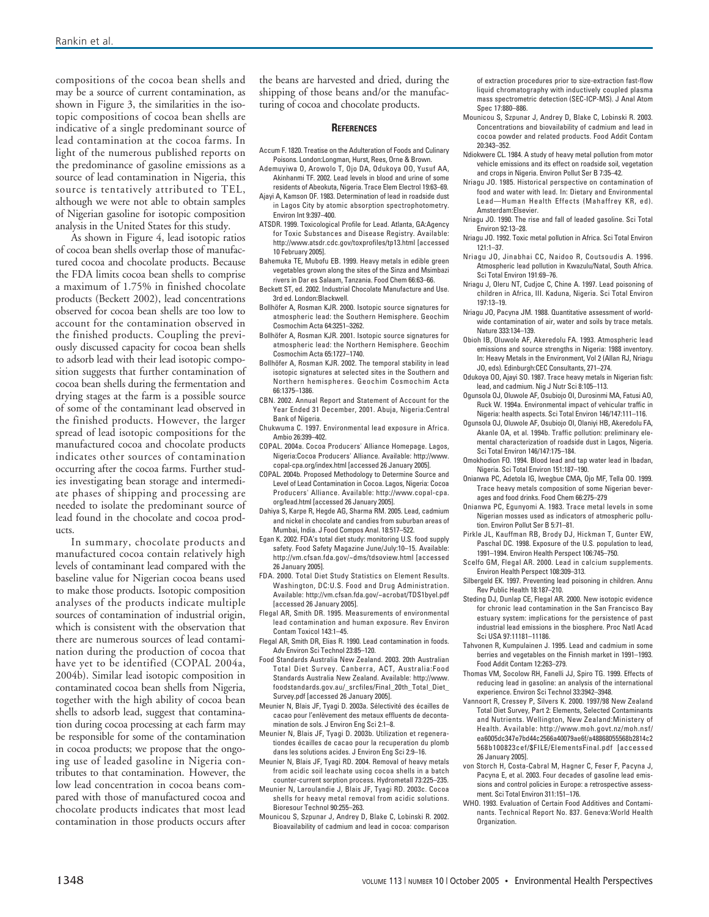compositions of the cocoa bean shells and may be a source of current contamination, as shown in Figure 3, the similarities in the isotopic compositions of cocoa bean shells are indicative of a single predominant source of lead contamination at the cocoa farms. In light of the numerous published reports on the predominance of gasoline emissions as a source of lead contamination in Nigeria, this source is tentatively attributed to TEL, although we were not able to obtain samples of Nigerian gasoline for isotopic composition analysis in the United States for this study.

As shown in Figure 4, lead isotopic ratios of cocoa bean shells overlap those of manufactured cocoa and chocolate products. Because the FDA limits cocoa bean shells to comprise a maximum of 1.75% in finished chocolate products (Beckett 2002), lead concentrations observed for cocoa bean shells are too low to account for the contamination observed in the finished products. Coupling the previously discussed capacity for cocoa bean shells to adsorb lead with their lead isotopic composition suggests that further contamination of cocoa bean shells during the fermentation and drying stages at the farm is a possible source of some of the contaminant lead observed in the finished products. However, the larger spread of lead isotopic compositions for the manufactured cocoa and chocolate products indicates other sources of contamination occurring after the cocoa farms. Further studies investigating bean storage and intermediate phases of shipping and processing are needed to isolate the predominant source of lead found in the chocolate and cocoa products.

In summary, chocolate products and manufactured cocoa contain relatively high levels of contaminant lead compared with the baseline value for Nigerian cocoa beans used to make those products. Isotopic composition analyses of the products indicate multiple sources of contamination of industrial origin, which is consistent with the observation that there are numerous sources of lead contamination during the production of cocoa that have yet to be identified (COPAL 2004a, 2004b). Similar lead isotopic composition in contaminated cocoa bean shells from Nigeria, together with the high ability of cocoa bean shells to adsorb lead, suggest that contamination during cocoa processing at each farm may be responsible for some of the contamination in cocoa products; we propose that the ongoing use of leaded gasoline in Nigeria contributes to that contamination. However, the low lead concentration in cocoa beans compared with those of manufactured cocoa and chocolate products indicates that most lead contamination in those products occurs after the beans are harvested and dried, during the shipping of those beans and/or the manufacturing of cocoa and chocolate products.

## References

Accum F. 1820. Treatise on the Adulteration of Foods and Culinary Poisons. London:Longman, Hurst, Rees, Orne & Brown.

Ademuyiwa O, Arowolo T, Ojo DA, Odukoya OO, Yusuf AA, Akinhanmi TF. 2002. Lead levels in blood and urine of some residents of Abeokuta, Nigeria. Trace Elem Electrol 19:63–69.

Ajayi A, Kamson OF. 1983. Determination of lead in roadside dust in Lagos City by atomic absorption spectrophotometry. Environ Int 9:397–400.

ATSDR. 1999. Toxicological Profile for Lead. Atlanta, GA:Agency for Toxic Substances and Disease Registry. Available: http://www.atsdr.cdc.gov/toxprofiles/tp13.html [accessed 10 February 2005].

Bahemuka TE, Mubofu EB. 1999. Heavy metals in edible green vegetables grown along the sites of the Sinza and Msimbazi rivers in Dar es Salaam, Tanzania. Food Chem 66:63–66.

Beckett ST, ed. 2002. Industrial Chocolate Manufacture and Use. 3rd ed. London:Blackwell.

Bollhöfer A, Rosman KJR. 2000. Isotopic source signatures for atmospheric lead: the Southern Hemisphere. Geochim Cosmochim Acta 64:3251–3262.

Bollhöfer A, Rosman KJR. 2001. Isotopic source signatures for atmospheric lead: the Northern Hemisphere. Geochim Cosmochim Acta 65:1727–1740.

Bollhöfer A, Rosman KJR. 2002. The temporal stability in lead isotopic signatures at selected sites in the Southern and Northern hemispheres. Geochim Cosmochim Acta 66:1375–1386.

CBN. 2002. Annual Report and Statement of Account for the Year Ended 31 December, 2001. Abuja, Nigeria:Central Bank of Nigeria.

Chukwuma C. 1997. Environmental lead exposure in Africa. Ambio 26:399–402.

COPAL. 2004a. Cocoa Producers' Alliance Homepage. Lagos, Nigeria:Cocoa Producers' Alliance. Available: http://www.copal-cpa.org/index.html [accessed 26 January 2005].

COPAL. 2004b. Proposed Methodology to Determine Source and Level of Lead Contamination in Cocoa. Lagos, Nigeria: Cocoa Producers' Alliance. Available: http://www.copal-cpa.org/lead.html [accessed 26 January 2005].

Dahiya S, Karpe R, Hegde AG, Sharma RM. 2005. Lead, cadmium and nickel in chocolate and candies from suburban areas of Mumbai, India. J Food Compos Anal. 18:517–522.

Egan K. 2002. FDA's total diet study: monitoring U.S. food supply safety. Food Safety Magazine June/July:10–15. Available: http://vm.cfsan.fda.gov/~dms/tdsoview.html [accessed 26 January 2005].

FDA. 2000. Total Diet Study Statistics on Element Results. Washington, DC:U.S. Food and Drug Administration. Available: http://vm.cfsan.fda.gov/~acrobat/TDS1byel.pdf [accessed 26 January 2005].

Flegal AR, Smith DR. 1995. Measurements of environmental lead contamination and human exposure. Rev Environ Contam Toxicol 143:1–45.

Flegal AR, Smith DR, Elias R. 1990. Lead contamination in foods. Adv Environ Sci Technol 23:85–120.

Food Standards Australia New Zealand. 2003. 20th Australian Total Diet Survey. Canberra, ACT, Australia:Food Standards Australia New Zealand. Available: http://www.foodstandards.gov.au/_srcfiles/Final_20th_Total_Diet_Survey.pdf [accessed 26 January 2005].

Meunier N, Blais JF, Tyagi D. 2003a. Sélectivité des écailles de cacao pour l'enlèvement des metaux effluents de decontamination de sols. J Environ Eng Sci 2:1–8.

Meunier N, Blais JF, Tyagi D. 2003b. Utilization et regenerationdes écailles de cacao pour la recuperation du plomb dans les solutions acides. J Environ Eng Sci 2:9–16.

Meunier N, Blais JF, Tyagi RD. 2004. Removal of heavy metals from acidic soil leachate using cocoa shells in a batch counter-current sorption process. Hydrometall 73:225–235.

Meunier N, Laroulandie J, Blais JF, Tyagi RD. 2003c. Cocoa shells for heavy metal removal from acidic solutions. Bioresour Technol 90:255–263.

Mounicou S, Szpunar J, Andrey D, Blake C, Lobinski R. 2002. Bioavailability of cadmium and lead in cocoa: comparison of extraction procedures prior to size-extraction fast-flow liquid chromatography with inductively coupled plasma mass spectrometric detection (SEC-ICP-MS). J Anal Atom Spec 17:880–886.

Mounicou S, Szpunar J, Andrey D, Blake C, Lobinski R. 2003. Concentrations and bioavailability of cadmium and lead in cocoa powder and related products. Food Addit Contam 20:343–352.

Ndiokwere CL. 1984. A study of heavy metal pollution from motor vehicle emissions and its effect on roadside soil, vegetation and crops in Nigeria. Environ Pollut Ser B 7:35–42.

Nriagu JO. 1985. Historical perspective on contamination of food and water with lead. In: Dietary and Environmental Lead—Human Health Effects (Mahaffrey KR, ed). Amsterdam:Elsevier.

Nriagu JO. 1990. The rise and fall of leaded gasoline. Sci Total Environ 92:13–28.

Nriagu JO. 1992. Toxic metal pollution in Africa. Sci Total Environ 121:1–37.

Nriagu JO, Jinabhai CC, Naidoo R, Coutsoudis A. 1996. Atmospheric lead pollution in Kwazulu/Natal, South Africa. Sci Total Environ 191:69–76.

Nriagu J, Oleru NT, Cudjoe C, Chine A. 1997. Lead poisoning of children in Africa, III. Kaduna, Nigeria. Sci Total Environ 197:13–19.

Nriagu JO, Pacyna JM. 1988. Quantitative assessment of worldwide contamination of air, water and soils by trace metals. Nature 333:134–139.

Obioh IB, Oluwole AF, Akeredolu FA. 1993. Atmospheric lead emissions and source strengths in Nigeria: 1988 inventory. In: Heavy Metals in the Environment, Vol 2 (Allan RJ, Nriagu JO, eds). Edinburgh:CEC Consultants, 271–274.

Odukoya OO, Ajayi SO. 1987. Trace heavy metals in Nigerian fish: lead, and cadmium. Nig J Nutr Sci 8:105–113.

Ogunsola OJ, Oluwole AF, Osubiojo OI, Durosinmi MA, Fatusi AO, Ruck W. 1994a. Environmental impact of vehicular traffic in Nigeria: health aspects. Sci Total Environ 146/147:111–116.

Ogunsola OJ, Oluwole AF, Osubiojo OI, Olaniyi HB, Akeredolu FA, Akanle OA, et al. 1994b. Traffic pollution: preliminary elemental characterization of roadside dust in Lagos, Nigeria. Sci Total Environ 146/147:175–184.

Omokhodion FO. 1994. Blood lead and tap water lead in Ibadan, Nigeria. Sci Total Environ 151:187–190.

Onianwa PC, Adetola IG, Iwegbue CMA, Ojo MF, Tella OO. 1999. Trace heavy metals composition of some Nigerian beverages and food drinks. Food Chem 66:275–279

Onianwa PC, Egunyomi A. 1983. Trace metal levels in some Nigerian mosses used as indicators of atmospheric pollution. Environ Pollut Ser B 5:71–81.

Pirkle JL, Kauffman RB, Brody DJ, Hickman T, Gunter EW, Paschal DC. 1998. Exposure of the U.S. population to lead, 1991–1994. Environ Health Perspect 106:745–750.

Scelfo GM, Flegal AR. 2000. Lead in calcium supplements. Environ Health Perspect 108:309–313.

Silbergeld EK. 1997. Preventing lead poisoning in children. Annu Rev Public Health 18:187–210.

Steding DJ, Dunlap CE, Flegal AR. 2000. New isotopic evidence for chronic lead contamination in the San Francisco Bay estuary system: implications for the persistence of past industrial lead emissions in the biosphere. Proc Natl Acad Sci USA 97:11181–11186.

Tahvonen R, Kumpulainen J. 1995. Lead and cadmium in some berries and vegetables on the Finnish market in 1991–1993. Food Addit Contam 12:263–279.

Thomas VM, Socolow RH, Fanelli JJ, Spiro TG. 1999. Effects of reducing lead in gasoline: an analysis of the international experience. Environ Sci Technol 33:3942–3948.

Vannoort R, Cressey P, Silvers K. 2000. 1997/98 New Zealand Total Diet Survey, Part 2: Elements, Selected Contaminants and Nutrients. Wellington, New Zealand:Ministery of Health. Available: http://www.moh.govt.nz/moh.nsf/ea6005dc347e7bd44c2566a40079ae6f/a48868055568b2814c2568b100823cef/$FILE/ElementsFinal.pdf [accessed 26 January 2005].

von Storch H, Costa-Cabral M, Hagner C, Feser F, Pacyna J, Pacyna E, et al. 2003. Four decades of gasoline lead emissions and control policies in Europe: a retrospective assessment. Sci Total Environ 311:151–176.

WHO. 1993. Evaluation of Certain Food Additives and Contaminants. Technical Report No. 837. Geneva:World Health Organization.